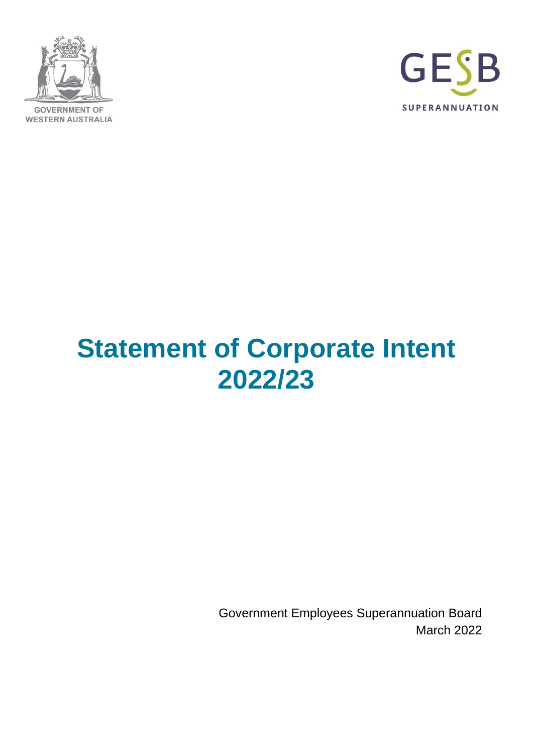GOVERNMENT OF WESTERN AUSTRALIA

GESB SUPERANNUATION

# Statement of Corporate Intent 2022/23

Government Employees Superannuation Board
March 2022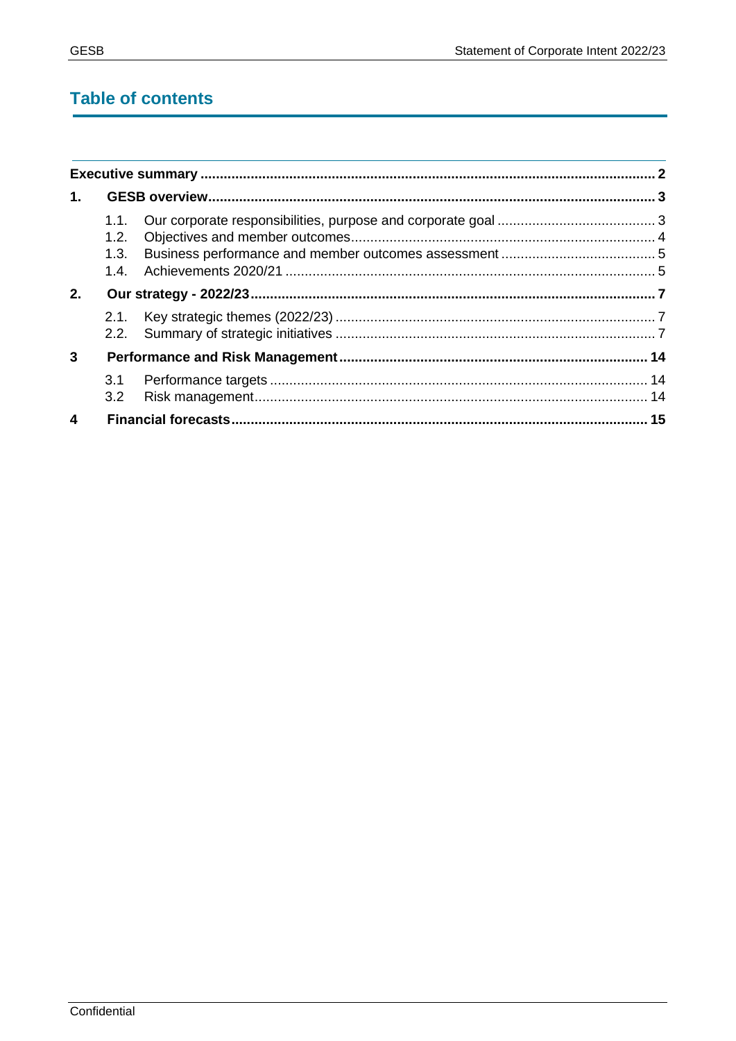# Table of contents

**Executive summary** .......... **2**

**1. GESB overview** .......... **3**

- 1.1. Our corporate responsibilities, purpose and corporate goal .......... 3
- 1.2. Objectives and member outcomes .......... 4
- 1.3. Business performance and member outcomes assessment .......... 5
- 1.4. Achievements 2020/21 .......... 5

**2. Our strategy - 2022/23** .......... **7**

- 2.1. Key strategic themes (2022/23) .......... 7
- 2.2. Summary of strategic initiatives .......... 7

**3 Performance and Risk Management** .......... **14**

- 3.1 Performance targets .......... 14
- 3.2 Risk management .......... 14

**4 Financial forecasts** .......... **15**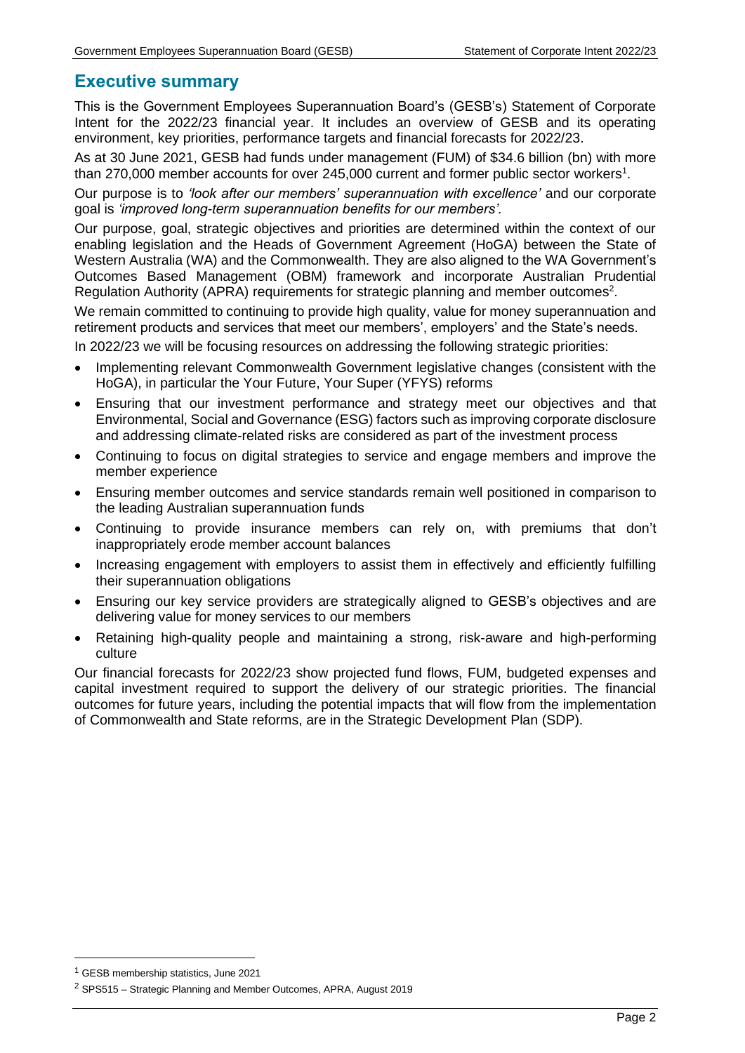## Executive summary

This is the Government Employees Superannuation Board's (GESB's) Statement of Corporate Intent for the 2022/23 financial year. It includes an overview of GESB and its operating environment, key priorities, performance targets and financial forecasts for 2022/23.

As at 30 June 2021, GESB had funds under management (FUM) of $34.6 billion (bn) with more than 270,000 member accounts for over 245,000 current and former public sector workers[1].

Our purpose is to *'look after our members' superannuation with excellence'* and our corporate goal is *'improved long-term superannuation benefits for our members'.*

Our purpose, goal, strategic objectives and priorities are determined within the context of our enabling legislation and the Heads of Government Agreement (HoGA) between the State of Western Australia (WA) and the Commonwealth. They are also aligned to the WA Government's Outcomes Based Management (OBM) framework and incorporate Australian Prudential Regulation Authority (APRA) requirements for strategic planning and member outcomes[2].

We remain committed to continuing to provide high quality, value for money superannuation and retirement products and services that meet our members', employers' and the State's needs.

In 2022/23 we will be focusing resources on addressing the following strategic priorities:

- Implementing relevant Commonwealth Government legislative changes (consistent with the HoGA), in particular the Your Future, Your Super (YFYS) reforms
- Ensuring that our investment performance and strategy meet our objectives and that Environmental, Social and Governance (ESG) factors such as improving corporate disclosure and addressing climate-related risks are considered as part of the investment process
- Continuing to focus on digital strategies to service and engage members and improve the member experience
- Ensuring member outcomes and service standards remain well positioned in comparison to the leading Australian superannuation funds
- Continuing to provide insurance members can rely on, with premiums that don't inappropriately erode member account balances
- Increasing engagement with employers to assist them in effectively and efficiently fulfilling their superannuation obligations
- Ensuring our key service providers are strategically aligned to GESB's objectives and are delivering value for money services to our members
- Retaining high-quality people and maintaining a strong, risk-aware and high-performing culture

Our financial forecasts for 2022/23 show projected fund flows, FUM, budgeted expenses and capital investment required to support the delivery of our strategic priorities. The financial outcomes for future years, including the potential impacts that will flow from the implementation of Commonwealth and State reforms, are in the Strategic Development Plan (SDP).

---

[1] GESB membership statistics, June 2021

[2] SPS515 – Strategic Planning and Member Outcomes, APRA, August 2019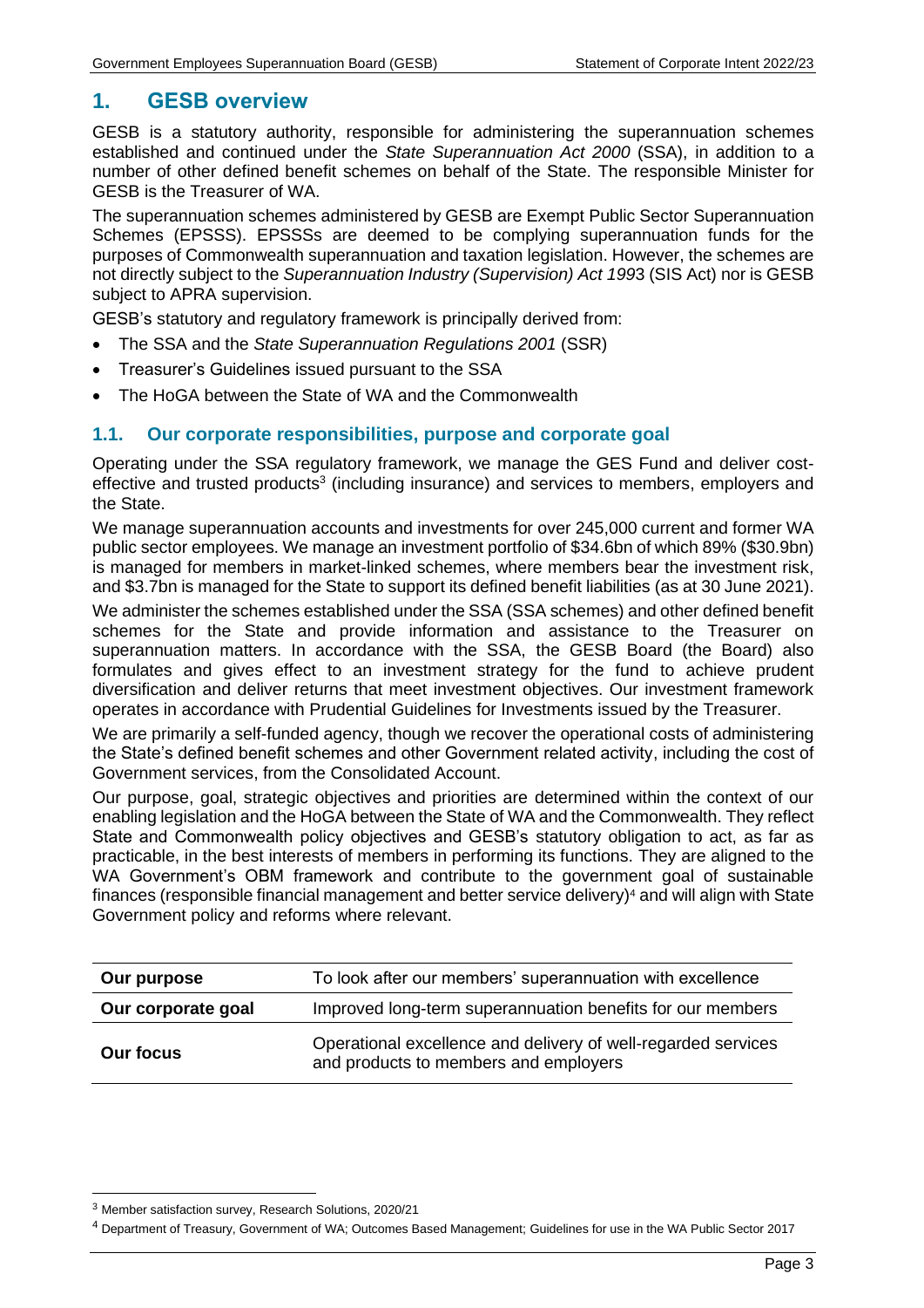# 1. GESB overview

GESB is a statutory authority, responsible for administering the superannuation schemes established and continued under the *State Superannuation Act 2000* (SSA), in addition to a number of other defined benefit schemes on behalf of the State. The responsible Minister for GESB is the Treasurer of WA.

The superannuation schemes administered by GESB are Exempt Public Sector Superannuation Schemes (EPSSS). EPSSSs are deemed to be complying superannuation funds for the purposes of Commonwealth superannuation and taxation legislation. However, the schemes are not directly subject to the *Superannuation Industry (Supervision) Act 1993* (SIS Act) nor is GESB subject to APRA supervision.

GESB's statutory and regulatory framework is principally derived from:

- The SSA and the *State Superannuation Regulations 2001* (SSR)
- Treasurer's Guidelines issued pursuant to the SSA
- The HoGA between the State of WA and the Commonwealth

## 1.1. Our corporate responsibilities, purpose and corporate goal

Operating under the SSA regulatory framework, we manage the GES Fund and deliver cost-effective and trusted products[3] (including insurance) and services to members, employers and the State.

We manage superannuation accounts and investments for over 245,000 current and former WA public sector employees. We manage an investment portfolio of $34.6bn of which 89% ($30.9bn) is managed for members in market-linked schemes, where members bear the investment risk, and $3.7bn is managed for the State to support its defined benefit liabilities (as at 30 June 2021).

We administer the schemes established under the SSA (SSA schemes) and other defined benefit schemes for the State and provide information and assistance to the Treasurer on superannuation matters. In accordance with the SSA, the GESB Board (the Board) also formulates and gives effect to an investment strategy for the fund to achieve prudent diversification and deliver returns that meet investment objectives. Our investment framework operates in accordance with Prudential Guidelines for Investments issued by the Treasurer.

We are primarily a self-funded agency, though we recover the operational costs of administering the State's defined benefit schemes and other Government related activity, including the cost of Government services, from the Consolidated Account.

Our purpose, goal, strategic objectives and priorities are determined within the context of our enabling legislation and the HoGA between the State of WA and the Commonwealth. They reflect State and Commonwealth policy objectives and GESB's statutory obligation to act, as far as practicable, in the best interests of members in performing its functions. They are aligned to the WA Government's OBM framework and contribute to the government goal of sustainable finances (responsible financial management and better service delivery)[4] and will align with State Government policy and reforms where relevant.

| | |
|---|---|
| **Our purpose** | To look after our members' superannuation with excellence |
| **Our corporate goal** | Improved long-term superannuation benefits for our members |
| **Our focus** | Operational excellence and delivery of well-regarded services and products to members and employers |

[3] Member satisfaction survey, Research Solutions, 2020/21

[4] Department of Treasury, Government of WA; Outcomes Based Management; Guidelines for use in the WA Public Sector 2017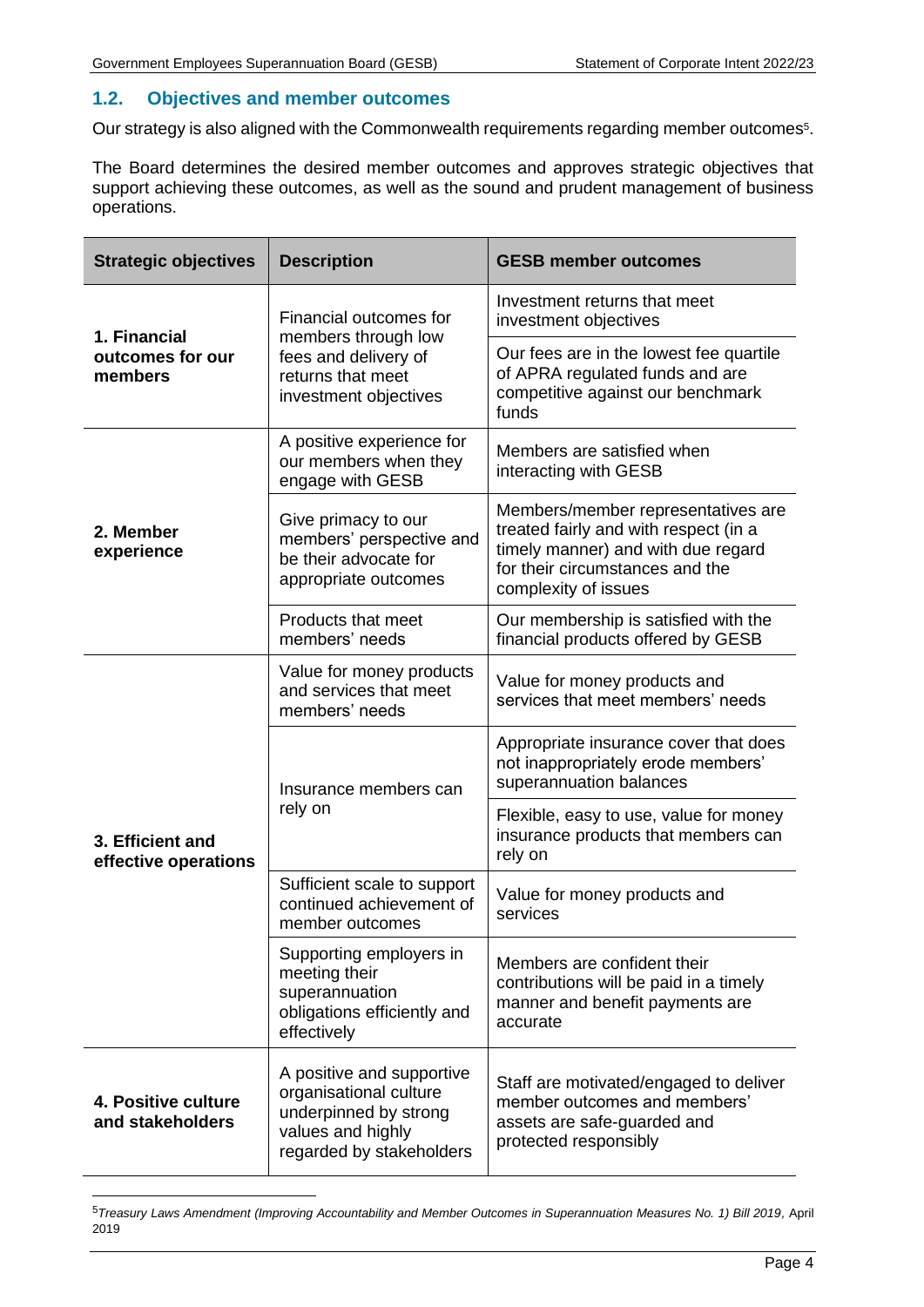## 1.2. Objectives and member outcomes

Our strategy is also aligned with the Commonwealth requirements regarding member outcomes[5].

The Board determines the desired member outcomes and approves strategic objectives that support achieving these outcomes, as well as the sound and prudent management of business operations.

| Strategic objectives | Description | GESB member outcomes |
|---|---|---|
| **1. Financial outcomes for our members** | Financial outcomes for members through low fees and delivery of returns that meet investment objectives | Investment returns that meet investment objectives |
| | | Our fees are in the lowest fee quartile of APRA regulated funds and are competitive against our benchmark funds |
| **2. Member experience** | A positive experience for our members when they engage with GESB | Members are satisfied when interacting with GESB |
| | Give primacy to our members' perspective and be their advocate for appropriate outcomes | Members/member representatives are treated fairly and with respect (in a timely manner) and with due regard for their circumstances and the complexity of issues |
| | Products that meet members' needs | Our membership is satisfied with the financial products offered by GESB |
| **3. Efficient and effective operations** | Value for money products and services that meet members' needs | Value for money products and services that meet members' needs |
| | Insurance members can rely on | Appropriate insurance cover that does not inappropriately erode members' superannuation balances |
| | | Flexible, easy to use, value for money insurance products that members can rely on |
| | Sufficient scale to support continued achievement of member outcomes | Value for money products and services |
| | Supporting employers in meeting their superannuation obligations efficiently and effectively | Members are confident their contributions will be paid in a timely manner and benefit payments are accurate |
| **4. Positive culture and stakeholders** | A positive and supportive organisational culture underpinned by strong values and highly regarded by stakeholders | Staff are motivated/engaged to deliver member outcomes and members' assets are safe-guarded and protected responsibly |

[5] *Treasury Laws Amendment (Improving Accountability and Member Outcomes in Superannuation Measures No. 1) Bill 2019*, April 2019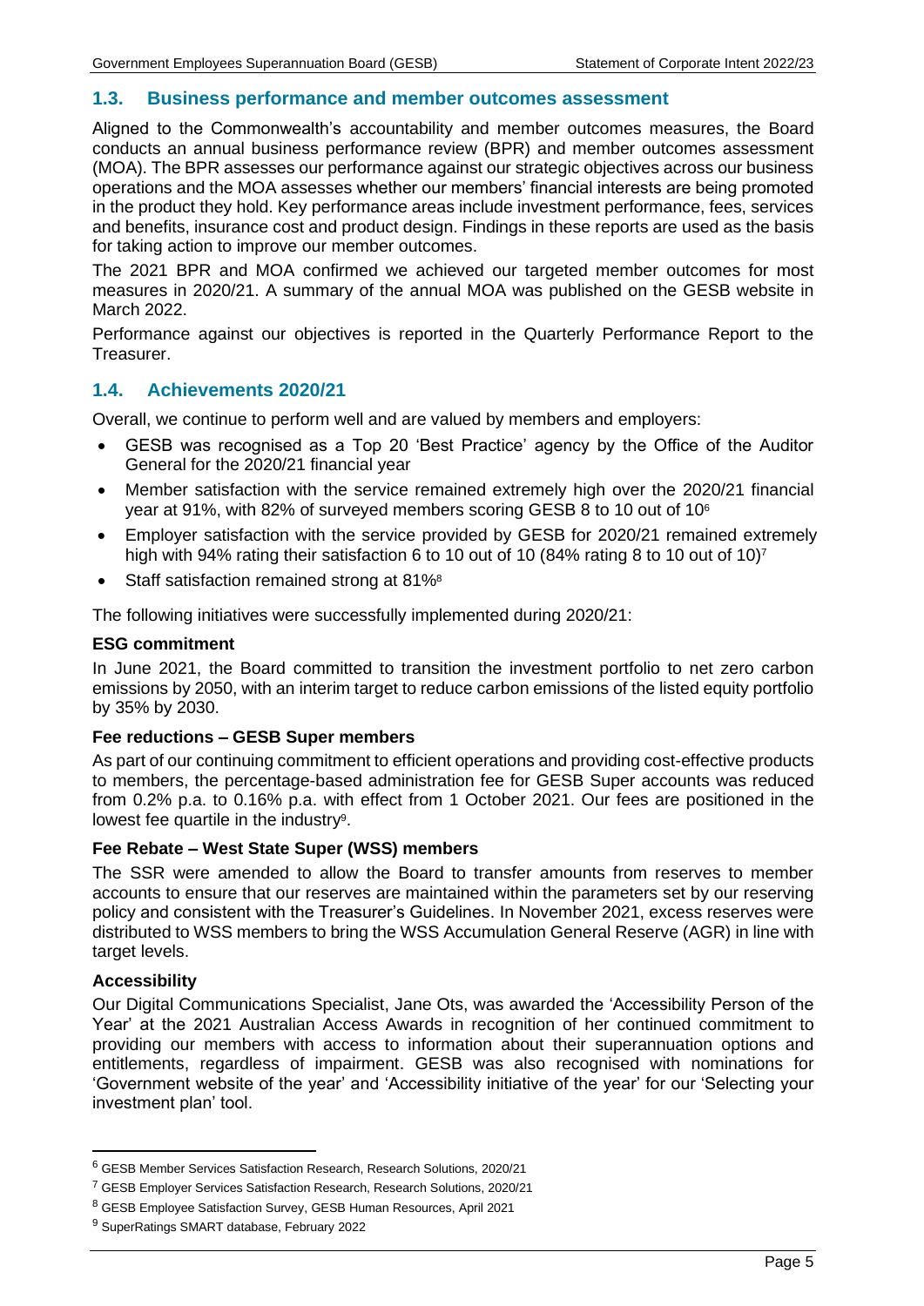## 1.3. Business performance and member outcomes assessment

Aligned to the Commonwealth's accountability and member outcomes measures, the Board conducts an annual business performance review (BPR) and member outcomes assessment (MOA). The BPR assesses our performance against our strategic objectives across our business operations and the MOA assesses whether our members' financial interests are being promoted in the product they hold. Key performance areas include investment performance, fees, services and benefits, insurance cost and product design. Findings in these reports are used as the basis for taking action to improve our member outcomes.

The 2021 BPR and MOA confirmed we achieved our targeted member outcomes for most measures in 2020/21. A summary of the annual MOA was published on the GESB website in March 2022.

Performance against our objectives is reported in the Quarterly Performance Report to the Treasurer.

## 1.4. Achievements 2020/21

Overall, we continue to perform well and are valued by members and employers:

- GESB was recognised as a Top 20 'Best Practice' agency by the Office of the Auditor General for the 2020/21 financial year
- Member satisfaction with the service remained extremely high over the 2020/21 financial year at 91%, with 82% of surveyed members scoring GESB 8 to 10 out of 10[6]
- Employer satisfaction with the service provided by GESB for 2020/21 remained extremely high with 94% rating their satisfaction 6 to 10 out of 10 (84% rating 8 to 10 out of 10)[7]
- Staff satisfaction remained strong at 81%[8]

The following initiatives were successfully implemented during 2020/21:

**ESG commitment**

In June 2021, the Board committed to transition the investment portfolio to net zero carbon emissions by 2050, with an interim target to reduce carbon emissions of the listed equity portfolio by 35% by 2030.

**Fee reductions – GESB Super members**

As part of our continuing commitment to efficient operations and providing cost-effective products to members, the percentage-based administration fee for GESB Super accounts was reduced from 0.2% p.a. to 0.16% p.a. with effect from 1 October 2021. Our fees are positioned in the lowest fee quartile in the industry[9].

**Fee Rebate – West State Super (WSS) members**

The SSR were amended to allow the Board to transfer amounts from reserves to member accounts to ensure that our reserves are maintained within the parameters set by our reserving policy and consistent with the Treasurer's Guidelines. In November 2021, excess reserves were distributed to WSS members to bring the WSS Accumulation General Reserve (AGR) in line with target levels.

**Accessibility**

Our Digital Communications Specialist, Jane Ots, was awarded the 'Accessibility Person of the Year' at the 2021 Australian Access Awards in recognition of her continued commitment to providing our members with access to information about their superannuation options and entitlements, regardless of impairment. GESB was also recognised with nominations for 'Government website of the year' and 'Accessibility initiative of the year' for our 'Selecting your investment plan' tool.

---

[6] GESB Member Services Satisfaction Research, Research Solutions, 2020/21

[7] GESB Employer Services Satisfaction Research, Research Solutions, 2020/21

[8] GESB Employee Satisfaction Survey, GESB Human Resources, April 2021

[9] SuperRatings SMART database, February 2022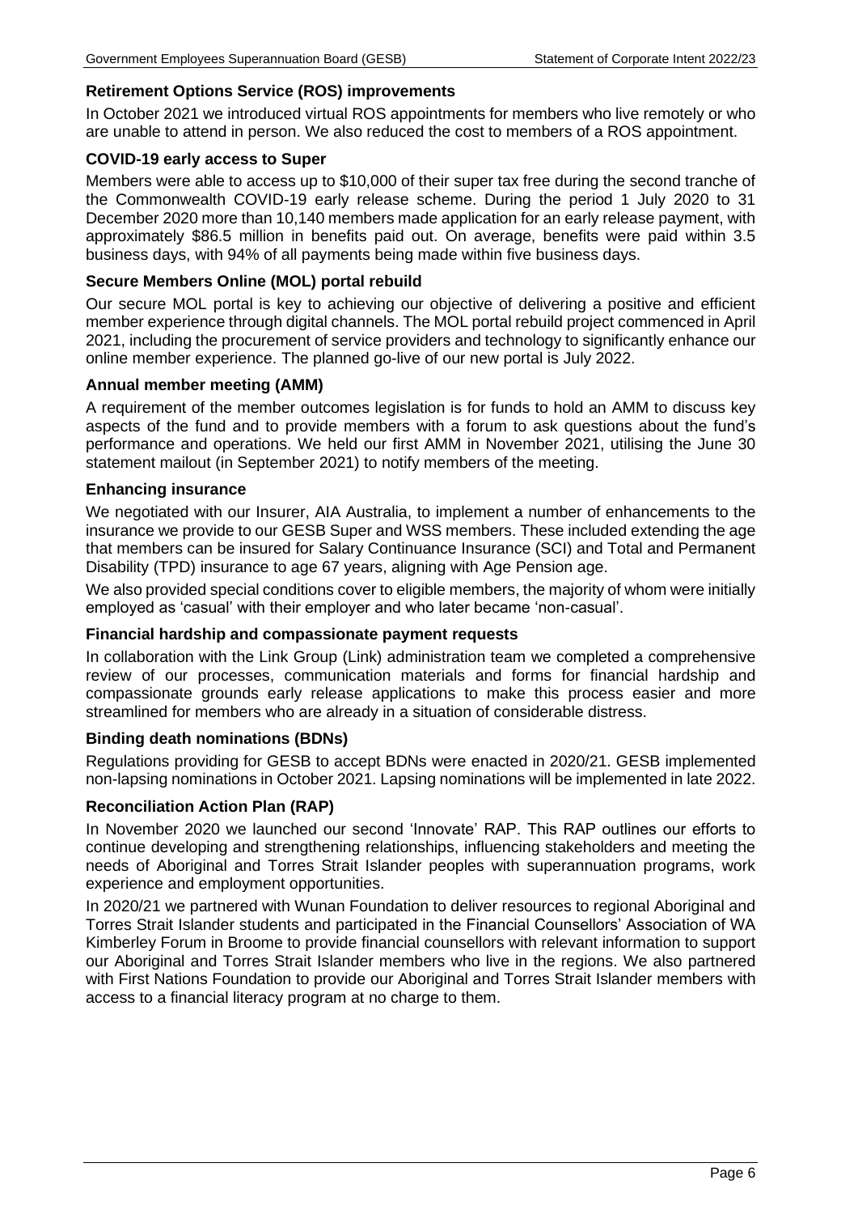### Retirement Options Service (ROS) improvements

In October 2021 we introduced virtual ROS appointments for members who live remotely or who are unable to attend in person. We also reduced the cost to members of a ROS appointment.

### COVID-19 early access to Super

Members were able to access up to $10,000 of their super tax free during the second tranche of the Commonwealth COVID-19 early release scheme. During the period 1 July 2020 to 31 December 2020 more than 10,140 members made application for an early release payment, with approximately $86.5 million in benefits paid out. On average, benefits were paid within 3.5 business days, with 94% of all payments being made within five business days.

### Secure Members Online (MOL) portal rebuild

Our secure MOL portal is key to achieving our objective of delivering a positive and efficient member experience through digital channels. The MOL portal rebuild project commenced in April 2021, including the procurement of service providers and technology to significantly enhance our online member experience. The planned go-live of our new portal is July 2022.

### Annual member meeting (AMM)

A requirement of the member outcomes legislation is for funds to hold an AMM to discuss key aspects of the fund and to provide members with a forum to ask questions about the fund's performance and operations. We held our first AMM in November 2021, utilising the June 30 statement mailout (in September 2021) to notify members of the meeting.

### Enhancing insurance

We negotiated with our Insurer, AIA Australia, to implement a number of enhancements to the insurance we provide to our GESB Super and WSS members. These included extending the age that members can be insured for Salary Continuance Insurance (SCI) and Total and Permanent Disability (TPD) insurance to age 67 years, aligning with Age Pension age.

We also provided special conditions cover to eligible members, the majority of whom were initially employed as 'casual' with their employer and who later became 'non-casual'.

### Financial hardship and compassionate payment requests

In collaboration with the Link Group (Link) administration team we completed a comprehensive review of our processes, communication materials and forms for financial hardship and compassionate grounds early release applications to make this process easier and more streamlined for members who are already in a situation of considerable distress.

### Binding death nominations (BDNs)

Regulations providing for GESB to accept BDNs were enacted in 2020/21. GESB implemented non-lapsing nominations in October 2021. Lapsing nominations will be implemented in late 2022.

### Reconciliation Action Plan (RAP)

In November 2020 we launched our second 'Innovate' RAP. This RAP outlines our efforts to continue developing and strengthening relationships, influencing stakeholders and meeting the needs of Aboriginal and Torres Strait Islander peoples with superannuation programs, work experience and employment opportunities.

In 2020/21 we partnered with Wunan Foundation to deliver resources to regional Aboriginal and Torres Strait Islander students and participated in the Financial Counsellors' Association of WA Kimberley Forum in Broome to provide financial counsellors with relevant information to support our Aboriginal and Torres Strait Islander members who live in the regions. We also partnered with First Nations Foundation to provide our Aboriginal and Torres Strait Islander members with access to a financial literacy program at no charge to them.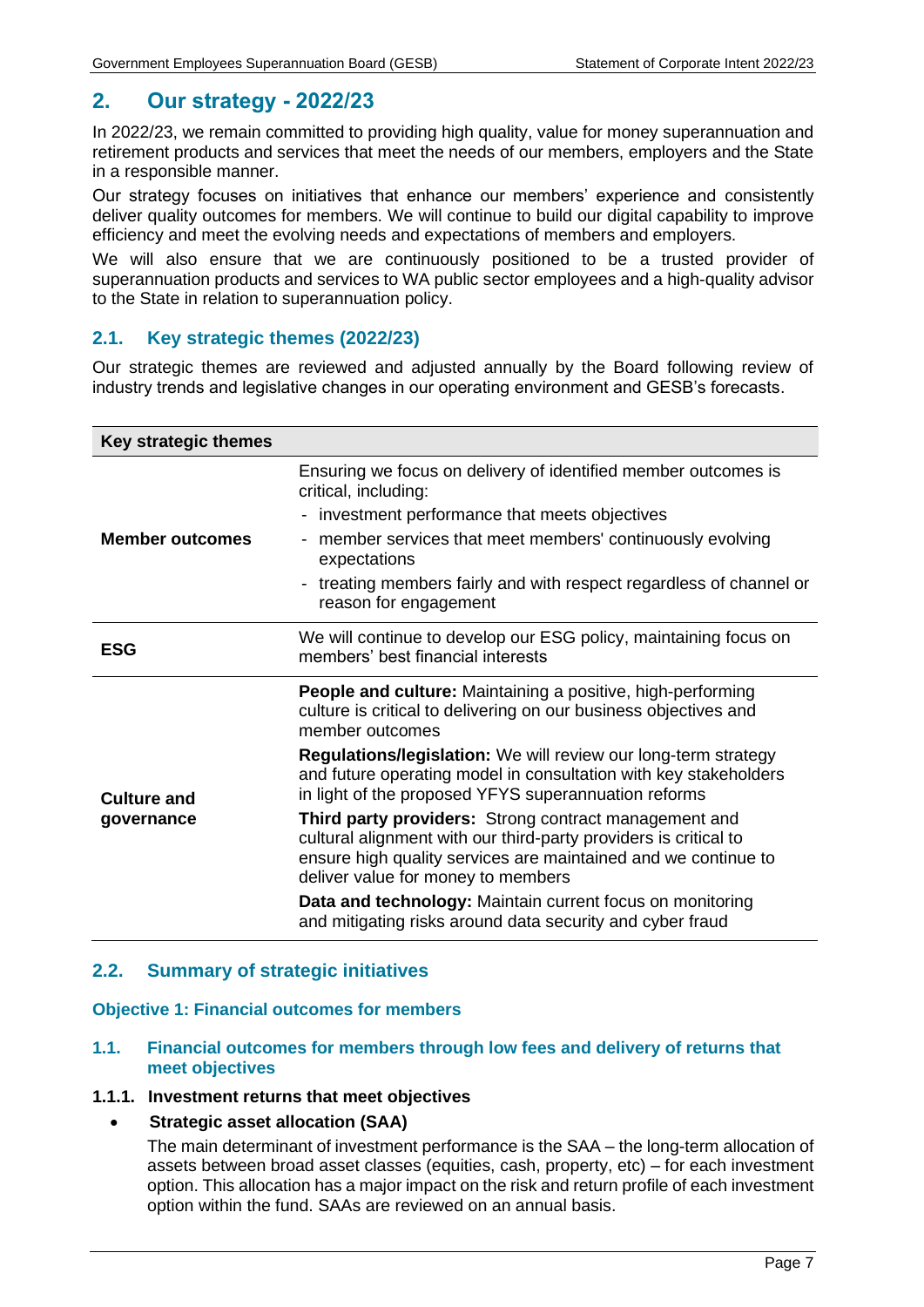## 2. Our strategy - 2022/23

In 2022/23, we remain committed to providing high quality, value for money superannuation and retirement products and services that meet the needs of our members, employers and the State in a responsible manner.

Our strategy focuses on initiatives that enhance our members' experience and consistently deliver quality outcomes for members. We will continue to build our digital capability to improve efficiency and meet the evolving needs and expectations of members and employers.

We will also ensure that we are continuously positioned to be a trusted provider of superannuation products and services to WA public sector employees and a high-quality advisor to the State in relation to superannuation policy.

### 2.1. Key strategic themes (2022/23)

Our strategic themes are reviewed and adjusted annually by the Board following review of industry trends and legislative changes in our operating environment and GESB's forecasts.

| Key strategic themes | |
|---|---|
| **Member outcomes** | Ensuring we focus on delivery of identified member outcomes is critical, including:<br>- investment performance that meets objectives<br>- member services that meet members' continuously evolving expectations<br>- treating members fairly and with respect regardless of channel or reason for engagement |
| **ESG** | We will continue to develop our ESG policy, maintaining focus on members' best financial interests |
| **Culture and governance** | **People and culture:** Maintaining a positive, high-performing culture is critical to delivering on our business objectives and member outcomes<br>**Regulations/legislation:** We will review our long-term strategy and future operating model in consultation with key stakeholders in light of the proposed YFYS superannuation reforms<br>**Third party providers:** Strong contract management and cultural alignment with our third-party providers is critical to ensure high quality services are maintained and we continue to deliver value for money to members<br>**Data and technology:** Maintain current focus on monitoring and mitigating risks around data security and cyber fraud |

### 2.2. Summary of strategic initiatives

#### Objective 1: Financial outcomes for members

#### 1.1. Financial outcomes for members through low fees and delivery of returns that meet objectives

**1.1.1. Investment returns that meet objectives**

- **Strategic asset allocation (SAA)**

  The main determinant of investment performance is the SAA – the long-term allocation of assets between broad asset classes (equities, cash, property, etc) – for each investment option. This allocation has a major impact on the risk and return profile of each investment option within the fund. SAAs are reviewed on an annual basis.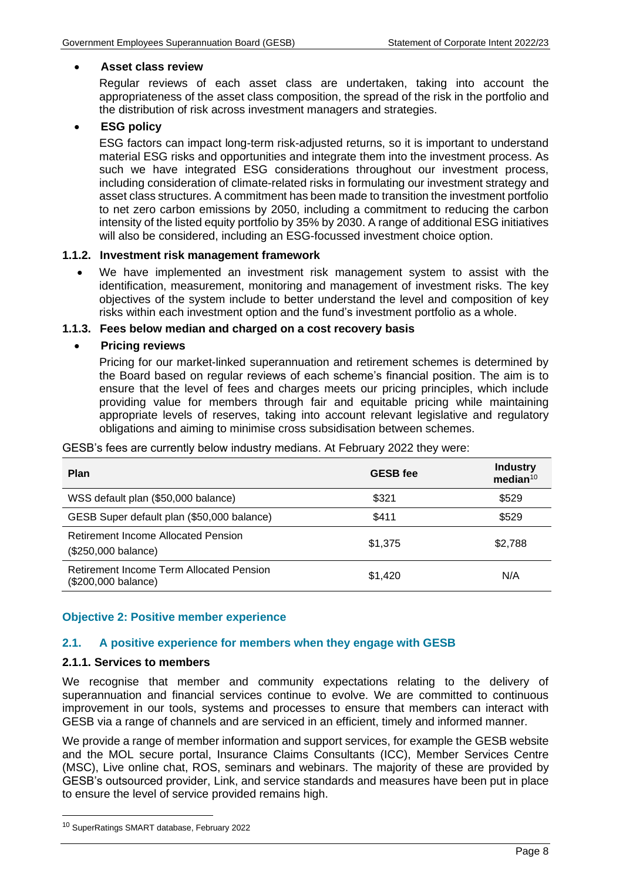- **Asset class review**

  Regular reviews of each asset class are undertaken, taking into account the appropriateness of the asset class composition, the spread of the risk in the portfolio and the distribution of risk across investment managers and strategies.

- **ESG policy**

  ESG factors can impact long-term risk-adjusted returns, so it is important to understand material ESG risks and opportunities and integrate them into the investment process. As such we have integrated ESG considerations throughout our investment process, including consideration of climate-related risks in formulating our investment strategy and asset class structures. A commitment has been made to transition the investment portfolio to net zero carbon emissions by 2050, including a commitment to reducing the carbon intensity of the listed equity portfolio by 35% by 2030. A range of additional ESG initiatives will also be considered, including an ESG-focussed investment choice option.

#### 1.1.2. Investment risk management framework

- We have implemented an investment risk management system to assist with the identification, measurement, monitoring and management of investment risks. The key objectives of the system include to better understand the level and composition of key risks within each investment option and the fund's investment portfolio as a whole.

#### 1.1.3. Fees below median and charged on a cost recovery basis

- **Pricing reviews**

  Pricing for our market-linked superannuation and retirement schemes is determined by the Board based on regular reviews of each scheme's financial position. The aim is to ensure that the level of fees and charges meets our pricing principles, which include providing value for members through fair and equitable pricing while maintaining appropriate levels of reserves, taking into account relevant legislative and regulatory obligations and aiming to minimise cross subsidisation between schemes.

GESB's fees are currently below industry medians. At February 2022 they were:

| Plan | GESB fee | Industry median[10] |
|---|---|---|
| WSS default plan ($50,000 balance) | $321 | $529 |
| GESB Super default plan ($50,000 balance) | $411 | $529 |
| Retirement Income Allocated Pension ($250,000 balance) | $1,375 | $2,788 |
| Retirement Income Term Allocated Pension ($200,000 balance) | $1,420 | N/A |

### Objective 2: Positive member experience

### 2.1. A positive experience for members when they engage with GESB

#### 2.1.1. Services to members

We recognise that member and community expectations relating to the delivery of superannuation and financial services continue to evolve. We are committed to continuous improvement in our tools, systems and processes to ensure that members can interact with GESB via a range of channels and are serviced in an efficient, timely and informed manner.

We provide a range of member information and support services, for example the GESB website and the MOL secure portal, Insurance Claims Consultants (ICC), Member Services Centre (MSC), Live online chat, ROS, seminars and webinars. The majority of these are provided by GESB's outsourced provider, Link, and service standards and measures have been put in place to ensure the level of service provided remains high.

[10] SuperRatings SMART database, February 2022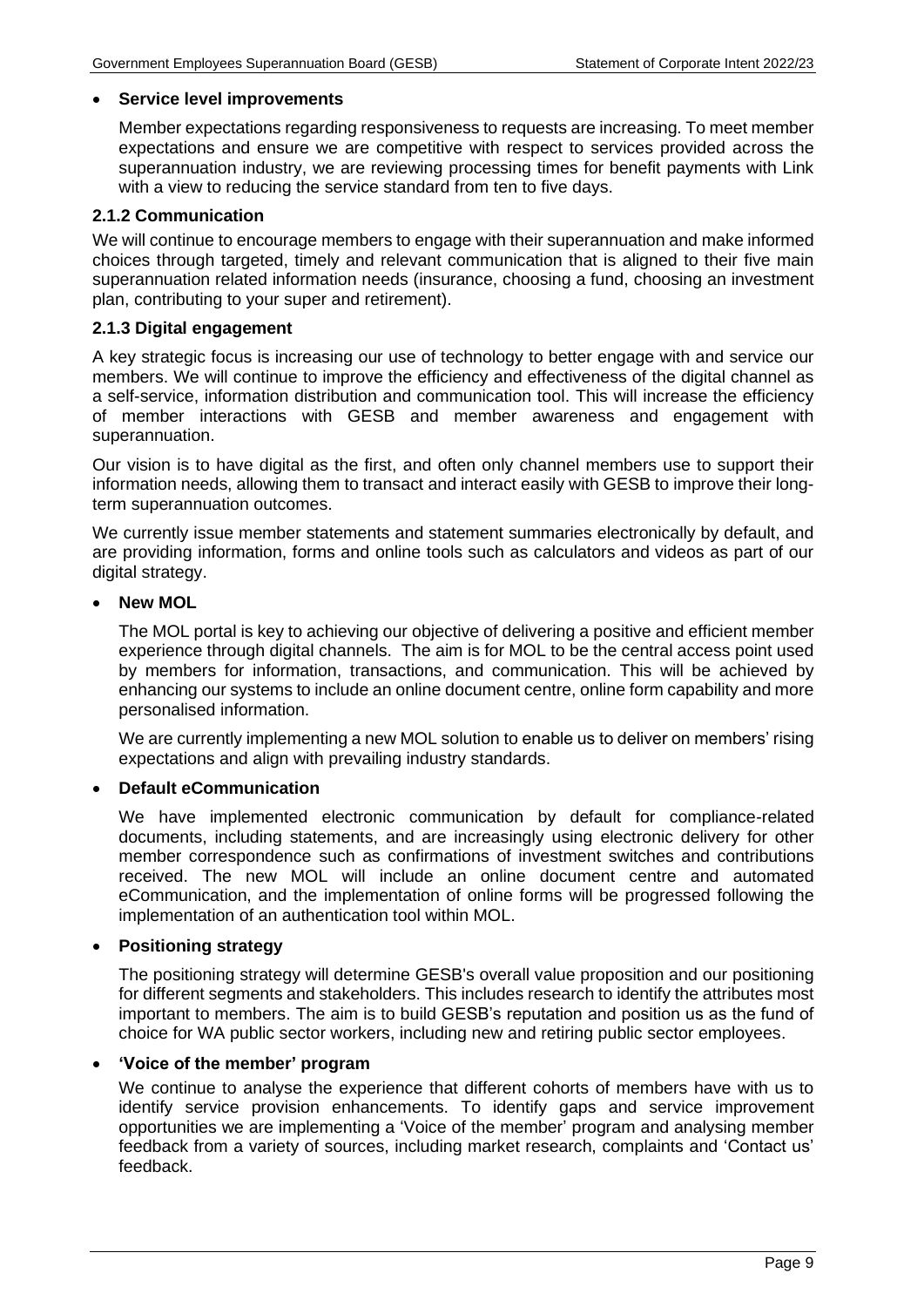- **Service level improvements**

  Member expectations regarding responsiveness to requests are increasing. To meet member expectations and ensure we are competitive with respect to services provided across the superannuation industry, we are reviewing processing times for benefit payments with Link with a view to reducing the service standard from ten to five days.

### 2.1.2 Communication

We will continue to encourage members to engage with their superannuation and make informed choices through targeted, timely and relevant communication that is aligned to their five main superannuation related information needs (insurance, choosing a fund, choosing an investment plan, contributing to your super and retirement).

### 2.1.3 Digital engagement

A key strategic focus is increasing our use of technology to better engage with and service our members. We will continue to improve the efficiency and effectiveness of the digital channel as a self-service, information distribution and communication tool. This will increase the efficiency of member interactions with GESB and member awareness and engagement with superannuation.

Our vision is to have digital as the first, and often only channel members use to support their information needs, allowing them to transact and interact easily with GESB to improve their long-term superannuation outcomes.

We currently issue member statements and statement summaries electronically by default, and are providing information, forms and online tools such as calculators and videos as part of our digital strategy.

- **New MOL**

  The MOL portal is key to achieving our objective of delivering a positive and efficient member experience through digital channels. The aim is for MOL to be the central access point used by members for information, transactions, and communication. This will be achieved by enhancing our systems to include an online document centre, online form capability and more personalised information.

  We are currently implementing a new MOL solution to enable us to deliver on members' rising expectations and align with prevailing industry standards.

- **Default eCommunication**

  We have implemented electronic communication by default for compliance-related documents, including statements, and are increasingly using electronic delivery for other member correspondence such as confirmations of investment switches and contributions received. The new MOL will include an online document centre and automated eCommunication, and the implementation of online forms will be progressed following the implementation of an authentication tool within MOL.

- **Positioning strategy**

  The positioning strategy will determine GESB's overall value proposition and our positioning for different segments and stakeholders. This includes research to identify the attributes most important to members. The aim is to build GESB's reputation and position us as the fund of choice for WA public sector workers, including new and retiring public sector employees.

- **'Voice of the member' program**

  We continue to analyse the experience that different cohorts of members have with us to identify service provision enhancements. To identify gaps and service improvement opportunities we are implementing a 'Voice of the member' program and analysing member feedback from a variety of sources, including market research, complaints and 'Contact us' feedback.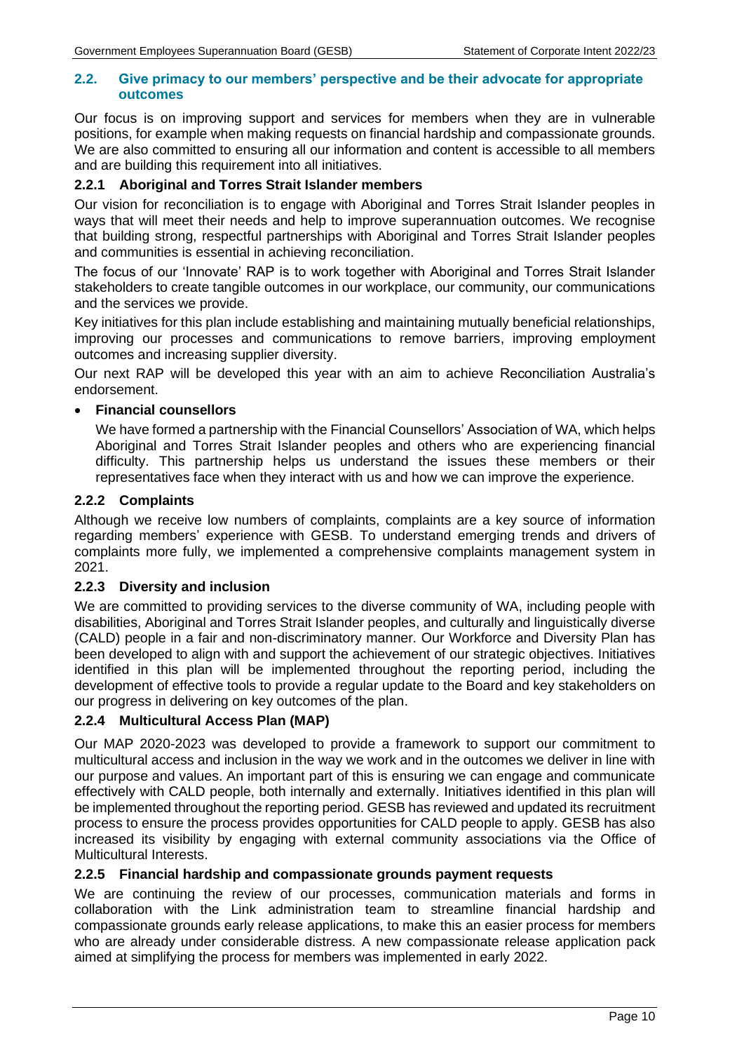## 2.2. Give primacy to our members' perspective and be their advocate for appropriate outcomes

Our focus is on improving support and services for members when they are in vulnerable positions, for example when making requests on financial hardship and compassionate grounds. We are also committed to ensuring all our information and content is accessible to all members and are building this requirement into all initiatives.

### 2.2.1 Aboriginal and Torres Strait Islander members

Our vision for reconciliation is to engage with Aboriginal and Torres Strait Islander peoples in ways that will meet their needs and help to improve superannuation outcomes. We recognise that building strong, respectful partnerships with Aboriginal and Torres Strait Islander peoples and communities is essential in achieving reconciliation.

The focus of our 'Innovate' RAP is to work together with Aboriginal and Torres Strait Islander stakeholders to create tangible outcomes in our workplace, our community, our communications and the services we provide.

Key initiatives for this plan include establishing and maintaining mutually beneficial relationships, improving our processes and communications to remove barriers, improving employment outcomes and increasing supplier diversity.

Our next RAP will be developed this year with an aim to achieve Reconciliation Australia's endorsement.

- **Financial counsellors**

  We have formed a partnership with the Financial Counsellors' Association of WA, which helps Aboriginal and Torres Strait Islander peoples and others who are experiencing financial difficulty. This partnership helps us understand the issues these members or their representatives face when they interact with us and how we can improve the experience.

### 2.2.2 Complaints

Although we receive low numbers of complaints, complaints are a key source of information regarding members' experience with GESB. To understand emerging trends and drivers of complaints more fully, we implemented a comprehensive complaints management system in 2021.

### 2.2.3 Diversity and inclusion

We are committed to providing services to the diverse community of WA, including people with disabilities, Aboriginal and Torres Strait Islander peoples, and culturally and linguistically diverse (CALD) people in a fair and non-discriminatory manner. Our Workforce and Diversity Plan has been developed to align with and support the achievement of our strategic objectives. Initiatives identified in this plan will be implemented throughout the reporting period, including the development of effective tools to provide a regular update to the Board and key stakeholders on our progress in delivering on key outcomes of the plan.

### 2.2.4 Multicultural Access Plan (MAP)

Our MAP 2020-2023 was developed to provide a framework to support our commitment to multicultural access and inclusion in the way we work and in the outcomes we deliver in line with our purpose and values. An important part of this is ensuring we can engage and communicate effectively with CALD people, both internally and externally. Initiatives identified in this plan will be implemented throughout the reporting period. GESB has reviewed and updated its recruitment process to ensure the process provides opportunities for CALD people to apply. GESB has also increased its visibility by engaging with external community associations via the Office of Multicultural Interests.

### 2.2.5 Financial hardship and compassionate grounds payment requests

We are continuing the review of our processes, communication materials and forms in collaboration with the Link administration team to streamline financial hardship and compassionate grounds early release applications, to make this an easier process for members who are already under considerable distress. A new compassionate release application pack aimed at simplifying the process for members was implemented in early 2022.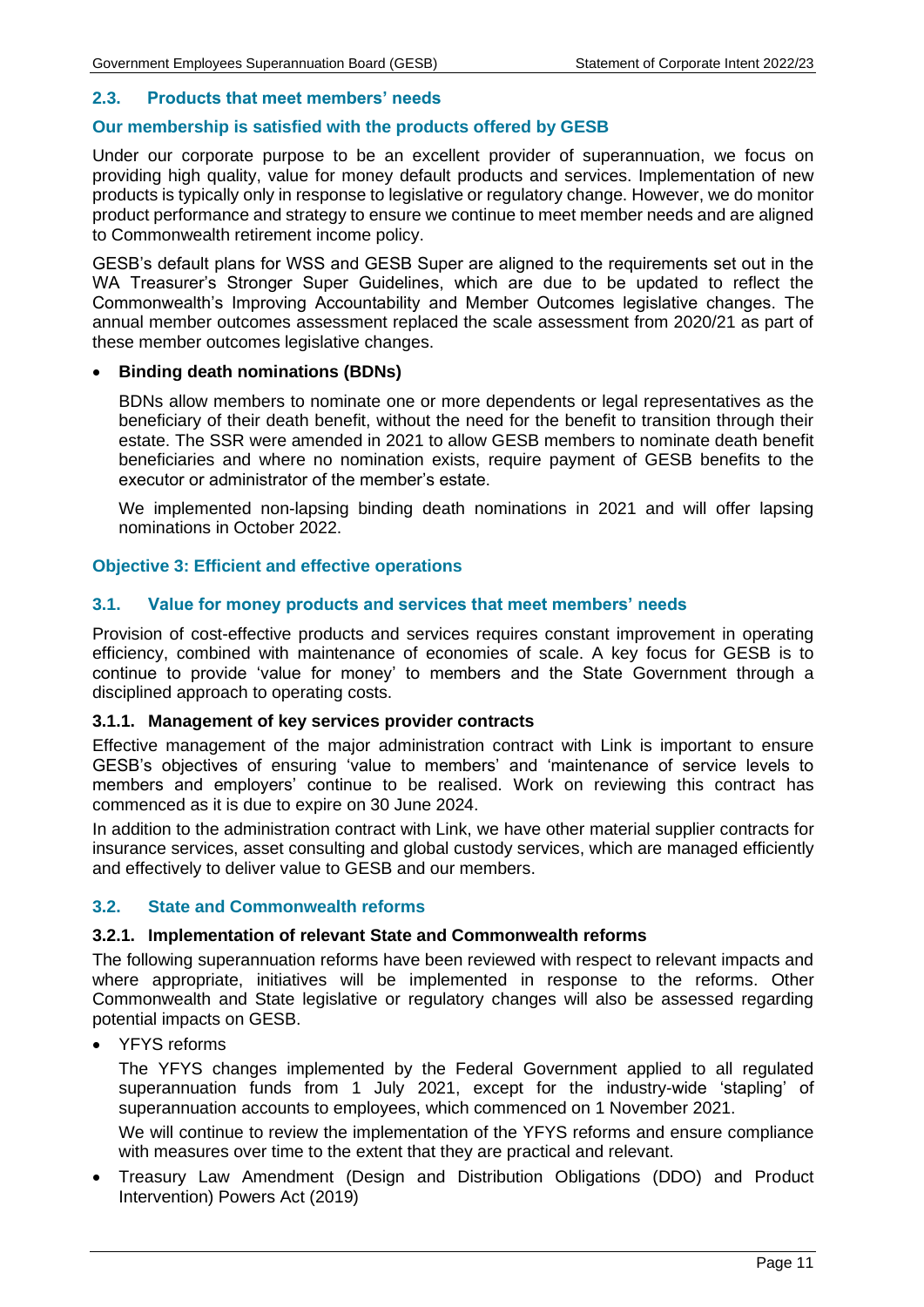### 2.3. Products that meet members' needs

#### Our membership is satisfied with the products offered by GESB

Under our corporate purpose to be an excellent provider of superannuation, we focus on providing high quality, value for money default products and services. Implementation of new products is typically only in response to legislative or regulatory change. However, we do monitor product performance and strategy to ensure we continue to meet member needs and are aligned to Commonwealth retirement income policy.

GESB's default plans for WSS and GESB Super are aligned to the requirements set out in the WA Treasurer's Stronger Super Guidelines, which are due to be updated to reflect the Commonwealth's Improving Accountability and Member Outcomes legislative changes. The annual member outcomes assessment replaced the scale assessment from 2020/21 as part of these member outcomes legislative changes.

- **Binding death nominations (BDNs)**

  BDNs allow members to nominate one or more dependents or legal representatives as the beneficiary of their death benefit, without the need for the benefit to transition through their estate. The SSR were amended in 2021 to allow GESB members to nominate death benefit beneficiaries and where no nomination exists, require payment of GESB benefits to the executor or administrator of the member's estate.

  We implemented non-lapsing binding death nominations in 2021 and will offer lapsing nominations in October 2022.

## Objective 3: Efficient and effective operations

### 3.1. Value for money products and services that meet members' needs

Provision of cost-effective products and services requires constant improvement in operating efficiency, combined with maintenance of economies of scale. A key focus for GESB is to continue to provide 'value for money' to members and the State Government through a disciplined approach to operating costs.

#### 3.1.1. Management of key services provider contracts

Effective management of the major administration contract with Link is important to ensure GESB's objectives of ensuring 'value to members' and 'maintenance of service levels to members and employers' continue to be realised. Work on reviewing this contract has commenced as it is due to expire on 30 June 2024.

In addition to the administration contract with Link, we have other material supplier contracts for insurance services, asset consulting and global custody services, which are managed efficiently and effectively to deliver value to GESB and our members.

### 3.2. State and Commonwealth reforms

#### 3.2.1. Implementation of relevant State and Commonwealth reforms

The following superannuation reforms have been reviewed with respect to relevant impacts and where appropriate, initiatives will be implemented in response to the reforms. Other Commonwealth and State legislative or regulatory changes will also be assessed regarding potential impacts on GESB.

- YFYS reforms

  The YFYS changes implemented by the Federal Government applied to all regulated superannuation funds from 1 July 2021, except for the industry-wide 'stapling' of superannuation accounts to employees, which commenced on 1 November 2021.

  We will continue to review the implementation of the YFYS reforms and ensure compliance with measures over time to the extent that they are practical and relevant.

- Treasury Law Amendment (Design and Distribution Obligations (DDO) and Product Intervention) Powers Act (2019)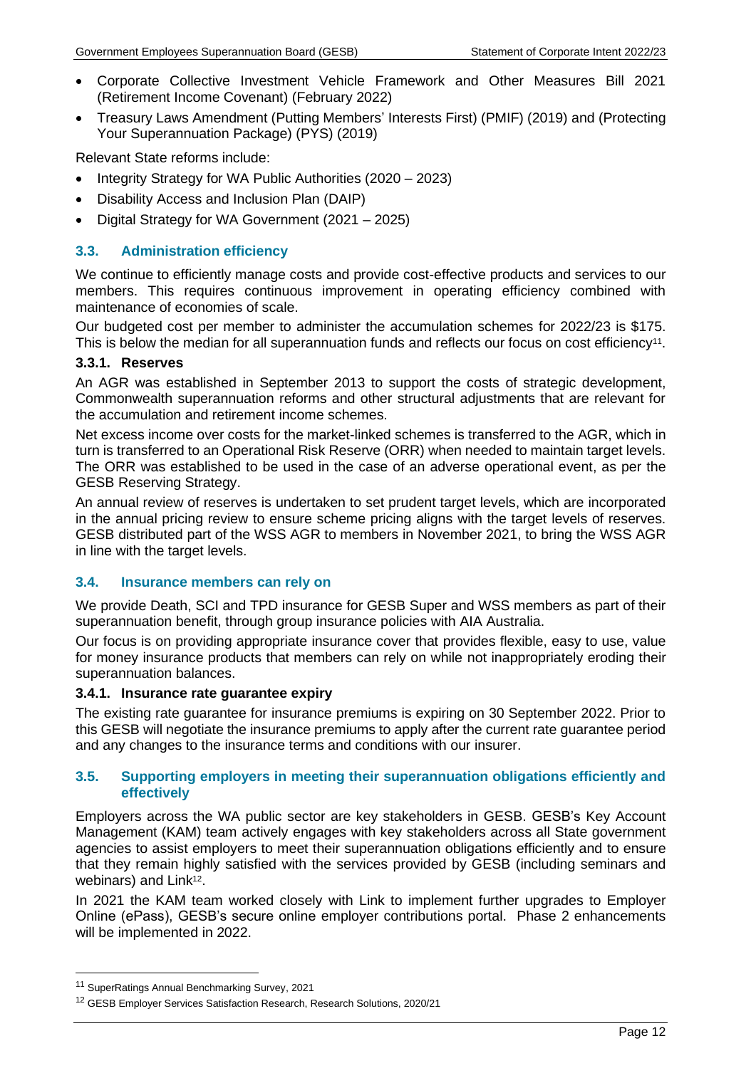- Corporate Collective Investment Vehicle Framework and Other Measures Bill 2021 (Retirement Income Covenant) (February 2022)
- Treasury Laws Amendment (Putting Members' Interests First) (PMIF) (2019) and (Protecting Your Superannuation Package) (PYS) (2019)

Relevant State reforms include:

- Integrity Strategy for WA Public Authorities (2020 – 2023)
- Disability Access and Inclusion Plan (DAIP)
- Digital Strategy for WA Government (2021 – 2025)

### 3.3. Administration efficiency

We continue to efficiently manage costs and provide cost-effective products and services to our members. This requires continuous improvement in operating efficiency combined with maintenance of economies of scale.

Our budgeted cost per member to administer the accumulation schemes for 2022/23 is $175. This is below the median for all superannuation funds and reflects our focus on cost efficiency[11].

#### 3.3.1. Reserves

An AGR was established in September 2013 to support the costs of strategic development, Commonwealth superannuation reforms and other structural adjustments that are relevant for the accumulation and retirement income schemes.

Net excess income over costs for the market-linked schemes is transferred to the AGR, which in turn is transferred to an Operational Risk Reserve (ORR) when needed to maintain target levels. The ORR was established to be used in the case of an adverse operational event, as per the GESB Reserving Strategy.

An annual review of reserves is undertaken to set prudent target levels, which are incorporated in the annual pricing review to ensure scheme pricing aligns with the target levels of reserves. GESB distributed part of the WSS AGR to members in November 2021, to bring the WSS AGR in line with the target levels.

### 3.4. Insurance members can rely on

We provide Death, SCI and TPD insurance for GESB Super and WSS members as part of their superannuation benefit, through group insurance policies with AIA Australia.

Our focus is on providing appropriate insurance cover that provides flexible, easy to use, value for money insurance products that members can rely on while not inappropriately eroding their superannuation balances.

#### 3.4.1. Insurance rate guarantee expiry

The existing rate guarantee for insurance premiums is expiring on 30 September 2022. Prior to this GESB will negotiate the insurance premiums to apply after the current rate guarantee period and any changes to the insurance terms and conditions with our insurer.

### 3.5. Supporting employers in meeting their superannuation obligations efficiently and effectively

Employers across the WA public sector are key stakeholders in GESB. GESB's Key Account Management (KAM) team actively engages with key stakeholders across all State government agencies to assist employers to meet their superannuation obligations efficiently and to ensure that they remain highly satisfied with the services provided by GESB (including seminars and webinars) and Link[12].

In 2021 the KAM team worked closely with Link to implement further upgrades to Employer Online (ePass), GESB's secure online employer contributions portal. Phase 2 enhancements will be implemented in 2022.

---

[11] SuperRatings Annual Benchmarking Survey, 2021

[12] GESB Employer Services Satisfaction Research, Research Solutions, 2020/21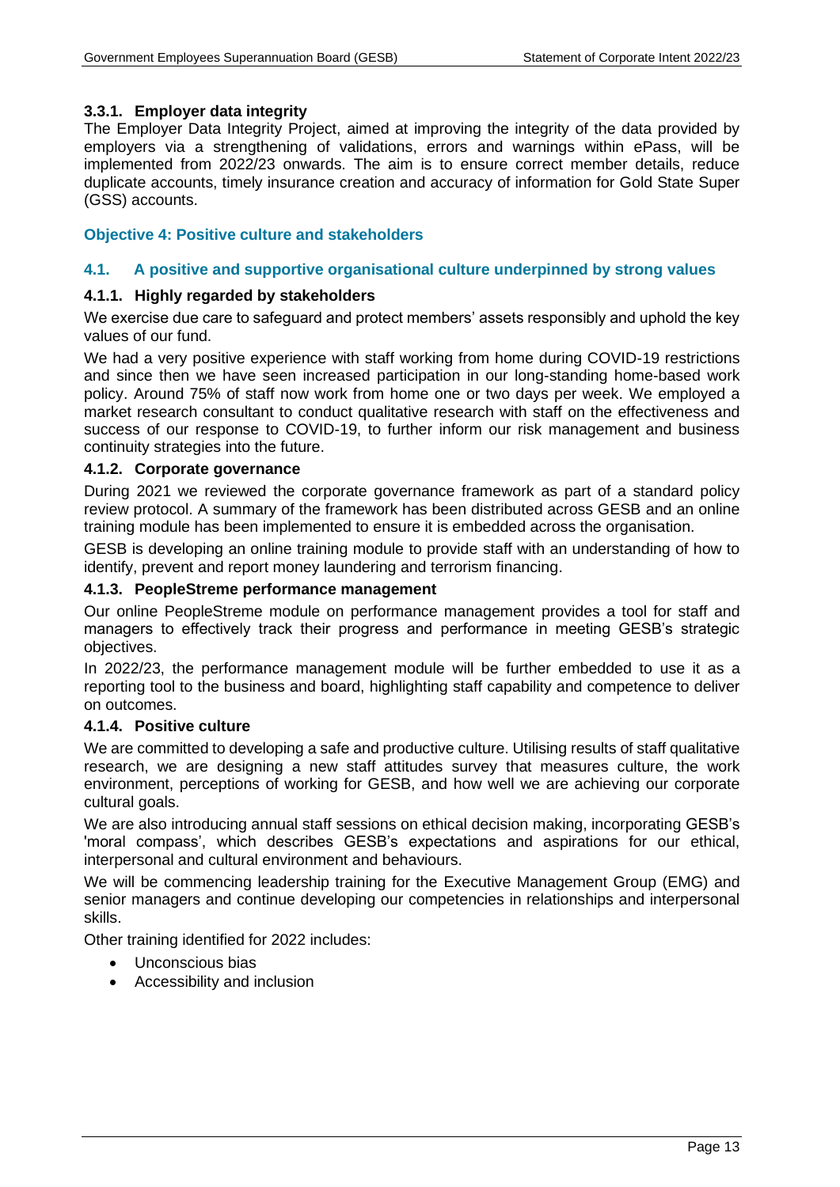#### 3.3.1. Employer data integrity

The Employer Data Integrity Project, aimed at improving the integrity of the data provided by employers via a strengthening of validations, errors and warnings within ePass, will be implemented from 2022/23 onwards. The aim is to ensure correct member details, reduce duplicate accounts, timely insurance creation and accuracy of information for Gold State Super (GSS) accounts.

## Objective 4: Positive culture and stakeholders

### 4.1. A positive and supportive organisational culture underpinned by strong values

#### 4.1.1. Highly regarded by stakeholders

We exercise due care to safeguard and protect members' assets responsibly and uphold the key values of our fund.

We had a very positive experience with staff working from home during COVID-19 restrictions and since then we have seen increased participation in our long-standing home-based work policy. Around 75% of staff now work from home one or two days per week. We employed a market research consultant to conduct qualitative research with staff on the effectiveness and success of our response to COVID-19, to further inform our risk management and business continuity strategies into the future.

#### 4.1.2. Corporate governance

During 2021 we reviewed the corporate governance framework as part of a standard policy review protocol. A summary of the framework has been distributed across GESB and an online training module has been implemented to ensure it is embedded across the organisation.

GESB is developing an online training module to provide staff with an understanding of how to identify, prevent and report money laundering and terrorism financing.

#### 4.1.3. PeopleStreme performance management

Our online PeopleStreme module on performance management provides a tool for staff and managers to effectively track their progress and performance in meeting GESB's strategic objectives.

In 2022/23, the performance management module will be further embedded to use it as a reporting tool to the business and board, highlighting staff capability and competence to deliver on outcomes.

#### 4.1.4. Positive culture

We are committed to developing a safe and productive culture. Utilising results of staff qualitative research, we are designing a new staff attitudes survey that measures culture, the work environment, perceptions of working for GESB, and how well we are achieving our corporate cultural goals.

We are also introducing annual staff sessions on ethical decision making, incorporating GESB's 'moral compass', which describes GESB's expectations and aspirations for our ethical, interpersonal and cultural environment and behaviours.

We will be commencing leadership training for the Executive Management Group (EMG) and senior managers and continue developing our competencies in relationships and interpersonal skills.

Other training identified for 2022 includes:

- Unconscious bias
- Accessibility and inclusion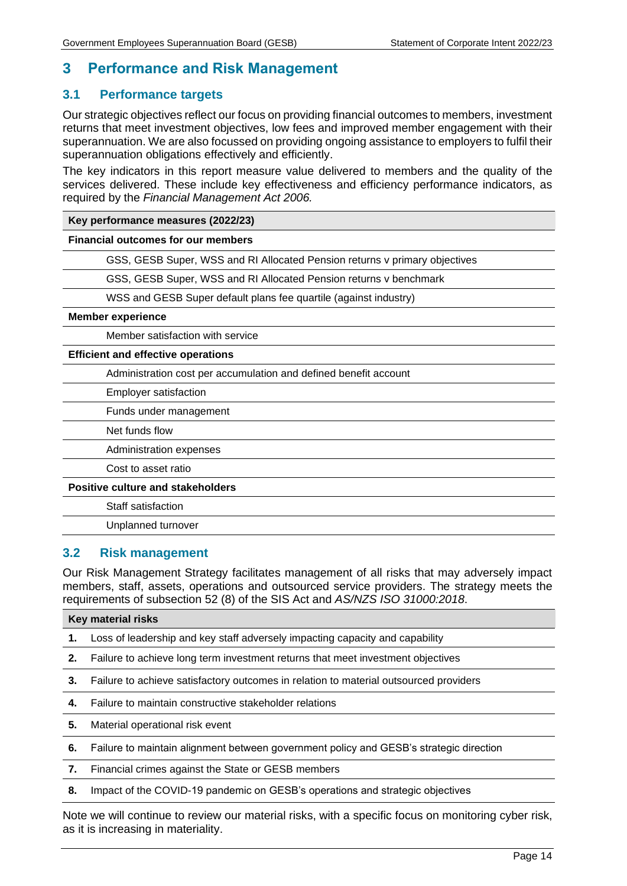# 3 Performance and Risk Management

## 3.1 Performance targets

Our strategic objectives reflect our focus on providing financial outcomes to members, investment returns that meet investment objectives, low fees and improved member engagement with their superannuation. We are also focussed on providing ongoing assistance to employers to fulfil their superannuation obligations effectively and efficiently.

The key indicators in this report measure value delivered to members and the quality of the services delivered. These include key effectiveness and efficiency performance indicators, as required by the *Financial Management Act 2006.*

| Key performance measures (2022/23) |
|---|
| **Financial outcomes for our members** |
| GSS, GESB Super, WSS and RI Allocated Pension returns v primary objectives |
| GSS, GESB Super, WSS and RI Allocated Pension returns v benchmark |
| WSS and GESB Super default plans fee quartile (against industry) |
| **Member experience** |
| Member satisfaction with service |
| **Efficient and effective operations** |
| Administration cost per accumulation and defined benefit account |
| Employer satisfaction |
| Funds under management |
| Net funds flow |
| Administration expenses |
| Cost to asset ratio |
| **Positive culture and stakeholders** |
| Staff satisfaction |
| Unplanned turnover |

## 3.2 Risk management

Our Risk Management Strategy facilitates management of all risks that may adversely impact members, staff, assets, operations and outsourced service providers. The strategy meets the requirements of subsection 52 (8) of the SIS Act and *AS/NZS ISO 31000:2018*.

| | Key material risks |
|---|---|
| **1.** | Loss of leadership and key staff adversely impacting capacity and capability |
| **2.** | Failure to achieve long term investment returns that meet investment objectives |
| **3.** | Failure to achieve satisfactory outcomes in relation to material outsourced providers |
| **4.** | Failure to maintain constructive stakeholder relations |
| **5.** | Material operational risk event |
| **6.** | Failure to maintain alignment between government policy and GESB's strategic direction |
| **7.** | Financial crimes against the State or GESB members |
| **8.** | Impact of the COVID-19 pandemic on GESB's operations and strategic objectives |

Note we will continue to review our material risks, with a specific focus on monitoring cyber risk, as it is increasing in materiality.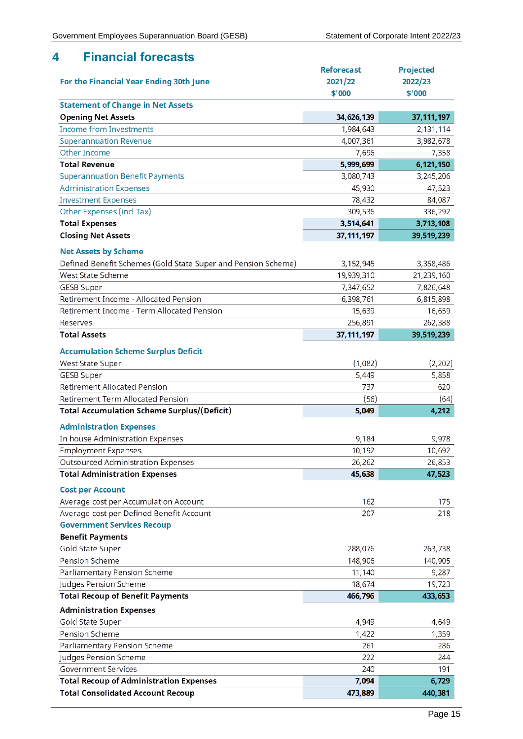# 4 Financial forecasts

| For the Financial Year Ending 30th June | Reforecast 2021/22 $'000 | Projected 2022/23 $'000 |
|---|---|---|
| **Statement of Change in Net Assets** | | |
| **Opening Net Assets** | **34,626,139** | **37,111,197** |
| Income from Investments | 1,984,643 | 2,131,114 |
| Superannuation Revenue | 4,007,361 | 3,982,678 |
| Other Income | 7,696 | 7,358 |
| **Total Revenue** | **5,999,699** | **6,121,150** |
| Superannuation Benefit Payments | 3,080,743 | 3,245,206 |
| Administration Expenses | 45,930 | 47,523 |
| Investment Expenses | 78,432 | 84,087 |
| Other Expenses (incl Tax) | 309,536 | 336,292 |
| **Total Expenses** | **3,514,641** | **3,713,108** |
| **Closing Net Assets** | **37,111,197** | **39,519,239** |
| **Net Assets by Scheme** | | |
| Defined Benefit Schemes (Gold State Super and Pension Scheme) | 3,152,945 | 3,358,486 |
| West State Scheme | 19,939,310 | 21,239,160 |
| GESB Super | 7,347,652 | 7,826,648 |
| Retirement Income - Allocated Pension | 6,398,761 | 6,815,898 |
| Retirement Income - Term Allocated Pension | 15,639 | 16,659 |
| Reserves | 256,891 | 262,388 |
| **Total Assets** | **37,111,197** | **39,519,239** |
| **Accumulation Scheme Surplus Deficit** | | |
| West State Super | (1,082) | (2,202) |
| GESB Super | 5,449 | 5,858 |
| Retirement Allocated Pension | 737 | 620 |
| Retirement Term Allocated Pension | (56) | (64) |
| **Total Accumulation Scheme Surplus/(Deficit)** | **5,049** | **4,212** |
| **Administration Expenses** | | |
| In house Administration Expenses | 9,184 | 9,978 |
| Employment Expenses | 10,192 | 10,692 |
| Outsourced Administration Expenses | 26,262 | 26,853 |
| **Total Administration Expenses** | **45,638** | **47,523** |
| **Cost per Account** | | |
| Average cost per Accumulation Account | 162 | 175 |
| Average cost per Defined Benefit Account | 207 | 218 |
| **Government Services Recoup** | | |
| **Benefit Payments** | | |
| Gold State Super | 288,076 | 263,738 |
| Pension Scheme | 148,906 | 140,905 |
| Parliamentary Pension Scheme | 11,140 | 9,287 |
| Judges Pension Scheme | 18,674 | 19,723 |
| **Total Recoup of Benefit Payments** | **466,796** | **433,653** |
| **Administration Expenses** | | |
| Gold State Super | 4,949 | 4,649 |
| Pension Scheme | 1,422 | 1,359 |
| Parliamentary Pension Scheme | 261 | 286 |
| Judges Pension Scheme | 222 | 244 |
| Government Services | 240 | 191 |
| **Total Recoup of Administration Expenses** | **7,094** | **6,729** |
| **Total Consolidated Account Recoup** | **473,889** | **440,381** |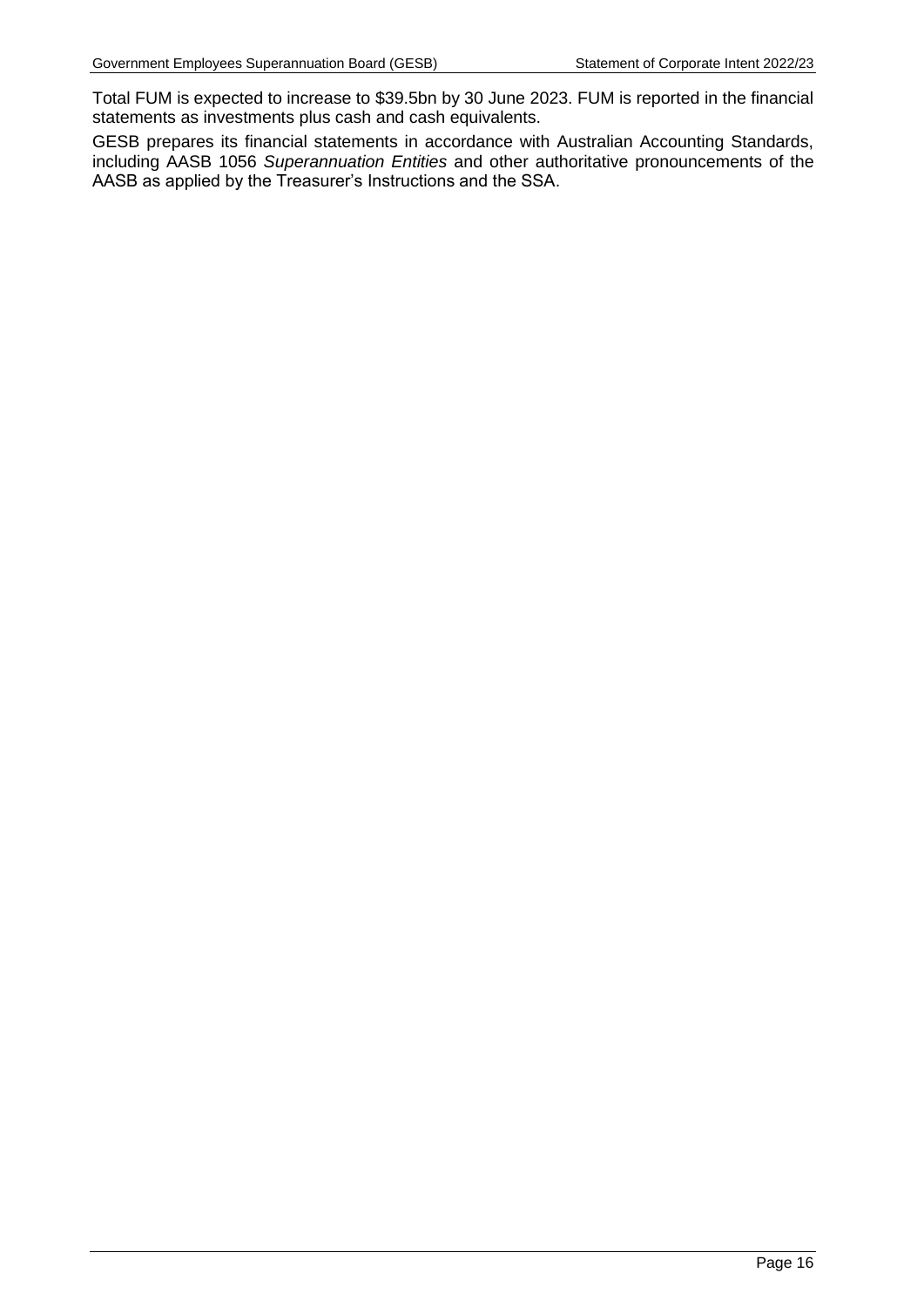Total FUM is expected to increase to $39.5bn by 30 June 2023. FUM is reported in the financial statements as investments plus cash and cash equivalents.

GESB prepares its financial statements in accordance with Australian Accounting Standards, including AASB 1056 *Superannuation Entities* and other authoritative pronouncements of the AASB as applied by the Treasurer's Instructions and the SSA.